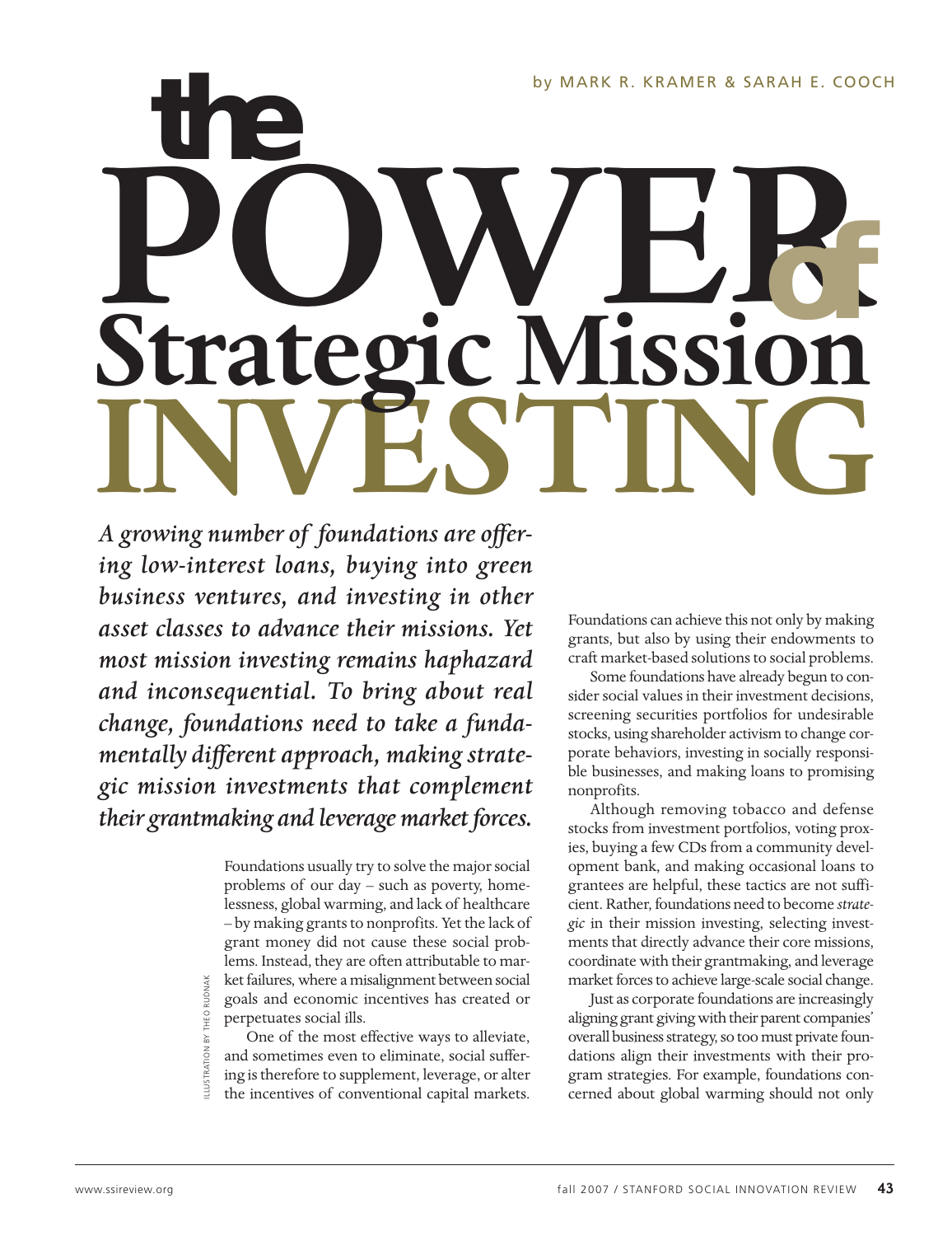# The Power of Strategic Mission Investing

by MARK R. KRAMER & SARAH E. COOCH

*A growing number of foundations are offering low-interest loans, buying into green business ventures, and investing in other asset classes to advance their missions. Yet most mission investing remains haphazard and inconsequential. To bring about real change, foundations need to take a fundamentally different approach, making strategic mission investments that complement their grantmaking and leverage market forces.*

ILLUSTRATION BY THEO RUDNAK

Foundations usually try to solve the major social problems of our day – such as poverty, homelessness, global warming, and lack of healthcare – by making grants to nonprofits. Yet the lack of grant money did not cause these social problems. Instead, they are often attributable to market failures, where a misalignment between social goals and economic incentives has created or perpetuates social ills.

One of the most effective ways to alleviate, and sometimes even to eliminate, social suffering is therefore to supplement, leverage, or alter the incentives of conventional capital markets. Foundations can achieve this not only by making grants, but also by using their endowments to craft market-based solutions to social problems.

Some foundations have already begun to consider social values in their investment decisions, screening securities portfolios for undesirable stocks, using shareholder activism to change corporate behaviors, investing in socially responsible businesses, and making loans to promising nonprofits.

Although removing tobacco and defense stocks from investment portfolios, voting proxies, buying a few CDs from a community development bank, and making occasional loans to grantees are helpful, these tactics are not sufficient. Rather, foundations need to become *strategic* in their mission investing, selecting investments that directly advance their core missions, coordinate with their grantmaking, and leverage market forces to achieve large-scale social change.

Just as corporate foundations are increasingly aligning grant giving with their parent companies' overall business strategy, so too must private foundations align their investments with their program strategies. For example, foundations concerned about global warming should not only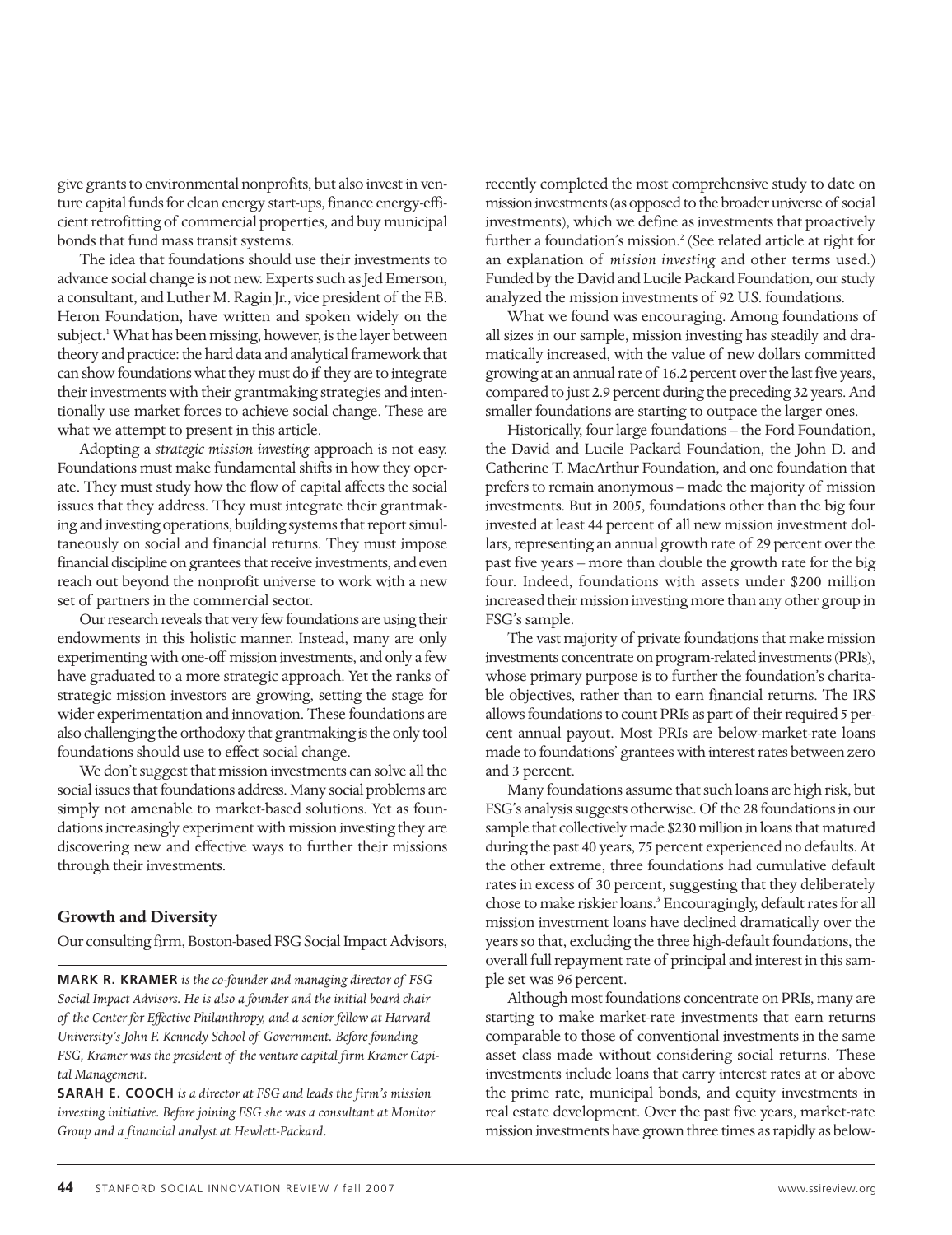give grants to environmental nonprofits, but also invest in venture capital funds for clean energy start-ups, finance energy-efficient retrofitting of commercial properties, and buy municipal bonds that fund mass transit systems.

The idea that foundations should use their investments to advance social change is not new. Experts such as Jed Emerson, a consultant, and Luther M. Ragin Jr., vice president of the F.B. Heron Foundation, have written and spoken widely on the subject.[1] What has been missing, however, is the layer between theory and practice: the hard data and analytical framework that can show foundations what they must do if they are to integrate their investments with their grantmaking strategies and intentionally use market forces to achieve social change. These are what we attempt to present in this article.

Adopting a *strategic mission investing* approach is not easy. Foundations must make fundamental shifts in how they operate. They must study how the flow of capital affects the social issues that they address. They must integrate their grantmaking and investing operations, building systems that report simultaneously on social and financial returns. They must impose financial discipline on grantees that receive investments, and even reach out beyond the nonprofit universe to work with a new set of partners in the commercial sector.

Our research reveals that very few foundations are using their endowments in this holistic manner. Instead, many are only experimenting with one-off mission investments, and only a few have graduated to a more strategic approach. Yet the ranks of strategic mission investors are growing, setting the stage for wider experimentation and innovation. These foundations are also challenging the orthodoxy that grantmaking is the only tool foundations should use to effect social change.

We don't suggest that mission investments can solve all the social issues that foundations address. Many social problems are simply not amenable to market-based solutions. Yet as foundations increasingly experiment with mission investing they are discovering new and effective ways to further their missions through their investments.

## Growth and Diversity

Our consulting firm, Boston-based FSG Social Impact Advisors, recently completed the most comprehensive study to date on mission investments (as opposed to the broader universe of social investments), which we define as investments that proactively further a foundation's mission.[2] (See related article at right for an explanation of *mission investing* and other terms used.) Funded by the David and Lucile Packard Foundation, our study analyzed the mission investments of 92 U.S. foundations.

What we found was encouraging. Among foundations of all sizes in our sample, mission investing has steadily and dramatically increased, with the value of new dollars committed growing at an annual rate of 16.2 percent over the last five years, compared to just 2.9 percent during the preceding 32 years. And smaller foundations are starting to outpace the larger ones.

Historically, four large foundations – the Ford Foundation, the David and Lucile Packard Foundation, the John D. and Catherine T. MacArthur Foundation, and one foundation that prefers to remain anonymous – made the majority of mission investments. But in 2005, foundations other than the big four invested at least 44 percent of all new mission investment dollars, representing an annual growth rate of 29 percent over the past five years – more than double the growth rate for the big four. Indeed, foundations with assets under $200 million increased their mission investing more than any other group in FSG's sample.

The vast majority of private foundations that make mission investments concentrate on program-related investments (PRIs), whose primary purpose is to further the foundation's charitable objectives, rather than to earn financial returns. The IRS allows foundations to count PRIs as part of their required 5 percent annual payout. Most PRIs are below-market-rate loans made to foundations' grantees with interest rates between zero and 3 percent.

Many foundations assume that such loans are high risk, but FSG's analysis suggests otherwise. Of the 28 foundations in our sample that collectively made $230 million in loans that matured during the past 40 years, 75 percent experienced no defaults. At the other extreme, three foundations had cumulative default rates in excess of 30 percent, suggesting that they deliberately chose to make riskier loans.[3] Encouragingly, default rates for all mission investment loans have declined dramatically over the years so that, excluding the three high-default foundations, the overall full repayment rate of principal and interest in this sample set was 96 percent.

Although most foundations concentrate on PRIs, many are starting to make market-rate investments that earn returns comparable to those of conventional investments in the same asset class made without considering social returns. These investments include loans that carry interest rates at or above the prime rate, municipal bonds, and equity investments in real estate development. Over the past five years, market-rate mission investments have grown three times as rapidly as below-

**MARK R. KRAMER** *is the co-founder and managing director of FSG Social Impact Advisors. He is also a founder and the initial board chair of the Center for Effective Philanthropy, and a senior fellow at Harvard University's John F. Kennedy School of Government. Before founding FSG, Kramer was the president of the venture capital firm Kramer Capital Management.*

**SARAH E. COOCH** *is a director at FSG and leads the firm's mission investing initiative. Before joining FSG she was a consultant at Monitor Group and a financial analyst at Hewlett-Packard.*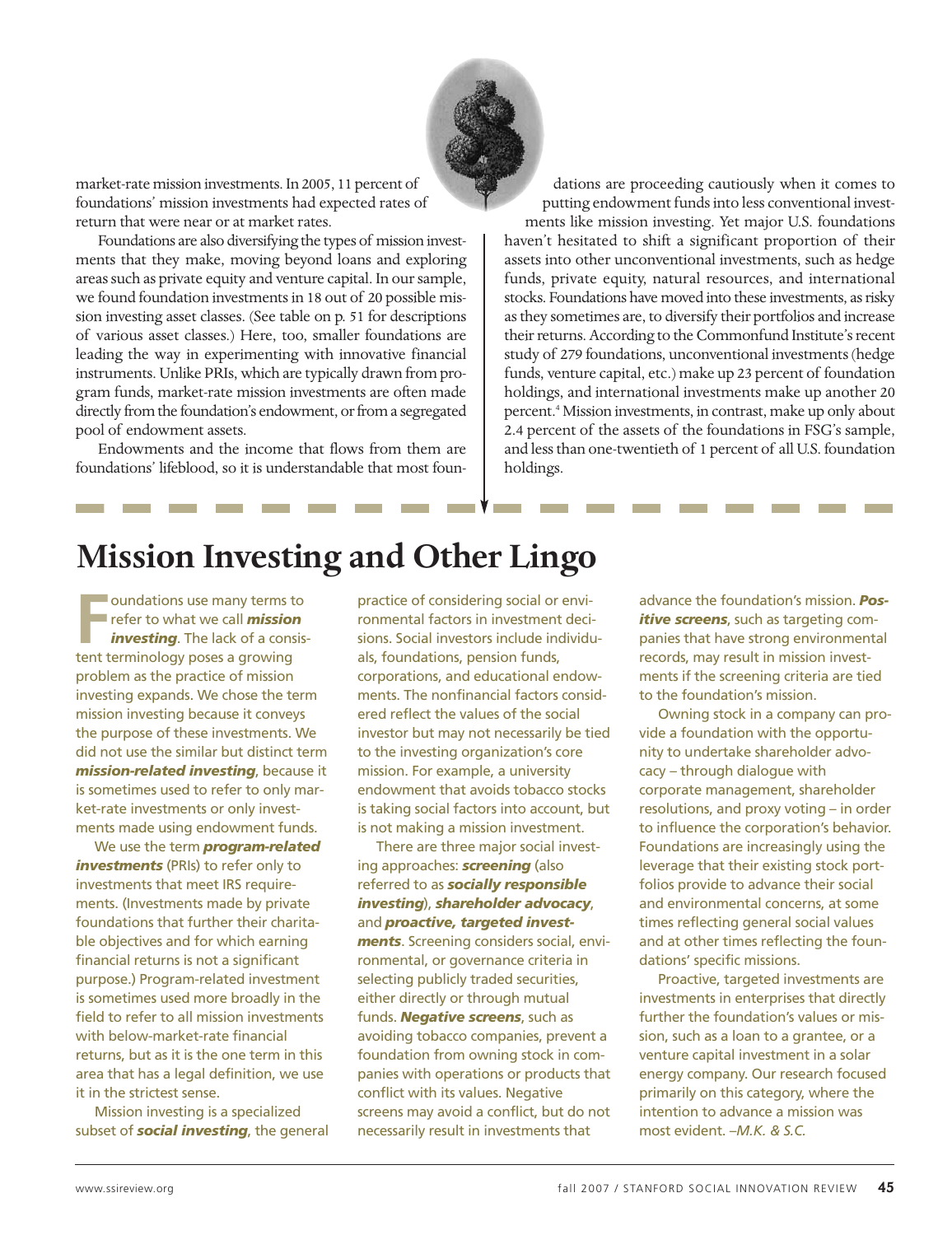market-rate mission investments. In 2005, 11 percent of foundations' mission investments had expected rates of return that were near or at market rates.

Foundations are also diversifying the types of mission investments that they make, moving beyond loans and exploring areas such as private equity and venture capital. In our sample, we found foundation investments in 18 out of 20 possible mission investing asset classes. (See table on p. 51 for descriptions of various asset classes.) Here, too, smaller foundations are leading the way in experimenting with innovative financial instruments. Unlike PRIs, which are typically drawn from program funds, market-rate mission investments are often made directly from the foundation's endowment, or from a segregated pool of endowment assets.

Endowments and the income that flows from them are foundations' lifeblood, so it is understandable that most foundations are proceeding cautiously when it comes to putting endowment funds into less conventional investments like mission investing. Yet major U.S. foundations haven't hesitated to shift a significant proportion of their assets into other unconventional investments, such as hedge funds, private equity, natural resources, and international stocks. Foundations have moved into these investments, as risky as they sometimes are, to diversify their portfolios and increase their returns. According to the Commonfund Institute's recent study of 279 foundations, unconventional investments (hedge funds, venture capital, etc.) make up 23 percent of foundation holdings, and international investments make up another 20 percent.[4] Mission investments, in contrast, make up only about 2.4 percent of the assets of the foundations in FSG's sample, and less than one-twentieth of 1 percent of all U.S. foundation holdings.

## Mission Investing and Other Lingo

Foundations use many terms to refer to what we call ***mission investing***. The lack of a consistent terminology poses a growing problem as the practice of mission investing expands. We chose the term mission investing because it conveys the purpose of these investments. We did not use the similar but distinct term ***mission-related investing***, because it is sometimes used to refer to only market-rate investments or only investments made using endowment funds.

We use the term ***program-related investments*** (PRIs) to refer only to investments that meet IRS requirements. (Investments made by private foundations that further their charitable objectives and for which earning financial returns is not a significant purpose.) Program-related investment is sometimes used more broadly in the field to refer to all mission investments with below-market-rate financial returns, but as it is the one term in this area that has a legal definition, we use it in the strictest sense.

Mission investing is a specialized subset of ***social investing***, the general practice of considering social or environmental factors in investment decisions. Social investors include individuals, foundations, pension funds, corporations, and educational endowments. The nonfinancial factors considered reflect the values of the social investor but may not necessarily be tied to the investing organization's core mission. For example, a university endowment that avoids tobacco stocks is taking social factors into account, but is not making a mission investment.

There are three major social investing approaches: ***screening*** (also referred to as ***socially responsible investing***), ***shareholder advocacy***, and ***proactive, targeted investments***. Screening considers social, environmental, or governance criteria in selecting publicly traded securities, either directly or through mutual funds. ***Negative screens***, such as avoiding tobacco companies, prevent a foundation from owning stock in companies with operations or products that conflict with its values. Negative screens may avoid a conflict, but do not necessarily result in investments that advance the foundation's mission. ***Positive screens***, such as targeting companies that have strong environmental records, may result in mission investments if the screening criteria are tied to the foundation's mission.

Owning stock in a company can provide a foundation with the opportunity to undertake shareholder advocacy – through dialogue with corporate management, shareholder resolutions, and proxy voting – in order to influence the corporation's behavior. Foundations are increasingly using the leverage that their existing stock portfolios provide to advance their social and environmental concerns, at some times reflecting general social values and at other times reflecting the foundations' specific missions.

Proactive, targeted investments are investments in enterprises that directly further the foundation's values or mission, such as a loan to a grantee, or a venture capital investment in a solar energy company. Our research focused primarily on this category, where the intention to advance a mission was most evident. *–M.K. & S.C.*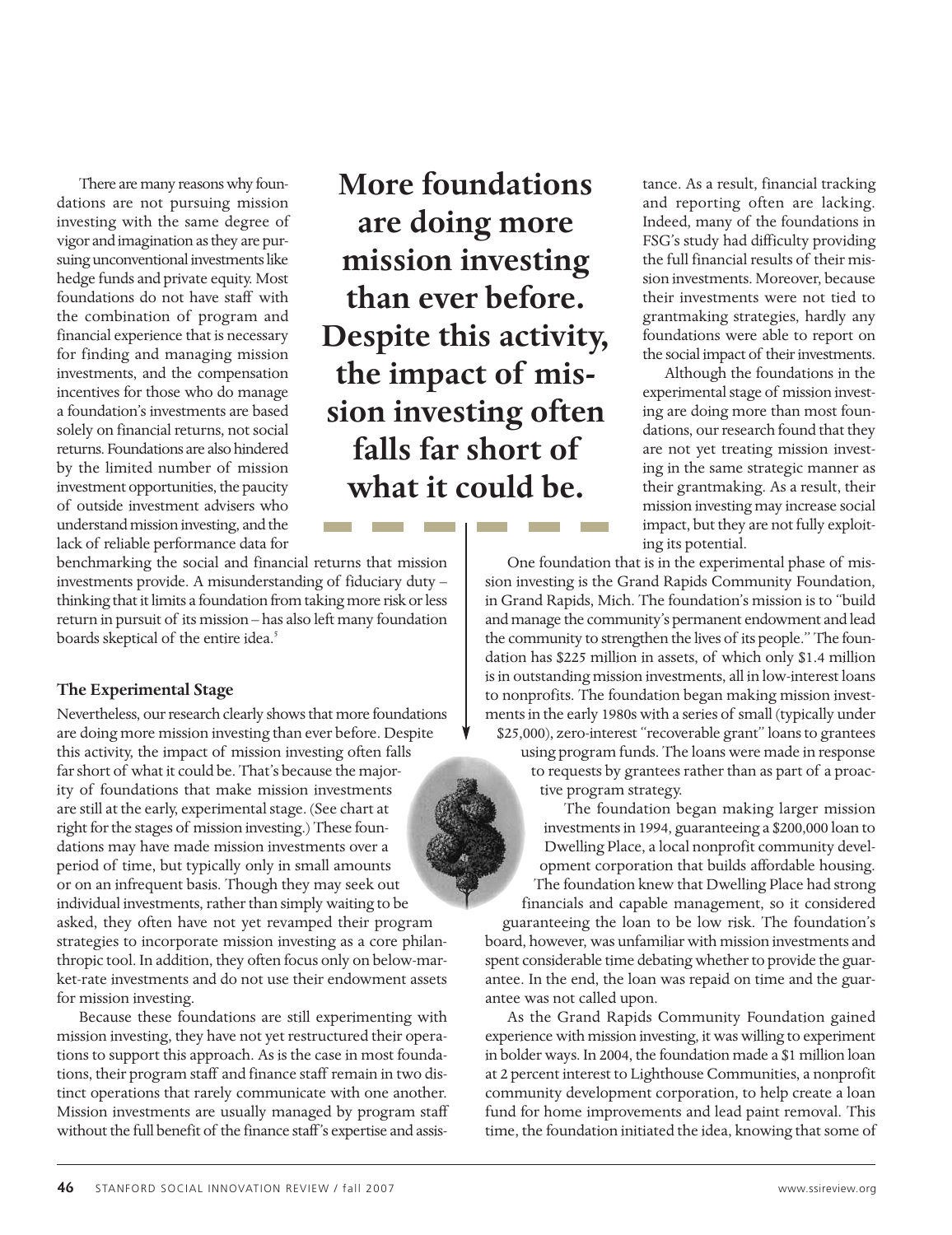There are many reasons why foundations are not pursuing mission investing with the same degree of vigor and imagination as they are pursuing unconventional investments like hedge funds and private equity. Most foundations do not have staff with the combination of program and financial experience that is necessary for finding and managing mission investments, and the compensation incentives for those who do manage a foundation's investments are based solely on financial returns, not social returns. Foundations are also hindered by the limited number of mission investment opportunities, the paucity of outside investment advisers who understand mission investing, and the lack of reliable performance data for benchmarking the social and financial returns that mission investments provide. A misunderstanding of fiduciary duty – thinking that it limits a foundation from taking more risk or less return in pursuit of its mission – has also left many foundation boards skeptical of the entire idea.[5]

**More foundations are doing more mission investing than ever before. Despite this activity, the impact of mission investing often falls far short of what it could be.**

### The Experimental Stage

Nevertheless, our research clearly shows that more foundations are doing more mission investing than ever before. Despite this activity, the impact of mission investing often falls far short of what it could be. That's because the majority of foundations that make mission investments are still at the early, experimental stage. (See chart at right for the stages of mission investing.) These foundations may have made mission investments over a period of time, but typically only in small amounts or on an infrequent basis. Though they may seek out individual investments, rather than simply waiting to be asked, they often have not yet revamped their program strategies to incorporate mission investing as a core philanthropic tool. In addition, they often focus only on below-market-rate investments and do not use their endowment assets for mission investing.

Because these foundations are still experimenting with mission investing, they have not yet restructured their operations to support this approach. As is the case in most foundations, their program staff and finance staff remain in two distinct operations that rarely communicate with one another. Mission investments are usually managed by program staff without the full benefit of the finance staff's expertise and assistance. As a result, financial tracking and reporting often are lacking. Indeed, many of the foundations in FSG's study had difficulty providing the full financial results of their mission investments. Moreover, because their investments were not tied to grantmaking strategies, hardly any foundations were able to report on the social impact of their investments.

Although the foundations in the experimental stage of mission investing are doing more than most foundations, our research found that they are not yet treating mission investing in the same strategic manner as their grantmaking. As a result, their mission investing may increase social impact, but they are not fully exploiting its potential.

One foundation that is in the experimental phase of mission investing is the Grand Rapids Community Foundation, in Grand Rapids, Mich. The foundation's mission is to "build and manage the community's permanent endowment and lead the community to strengthen the lives of its people." The foundation has $225 million in assets, of which only $1.4 million is in outstanding mission investments, all in low-interest loans to nonprofits. The foundation began making mission investments in the early 1980s with a series of small (typically under $25,000), zero-interest "recoverable grant" loans to grantees using program funds. The loans were made in response to requests by grantees rather than as part of a proactive program strategy.

The foundation began making larger mission investments in 1994, guaranteeing a $200,000 loan to Dwelling Place, a local nonprofit community development corporation that builds affordable housing. The foundation knew that Dwelling Place had strong financials and capable management, so it considered guaranteeing the loan to be low risk. The foundation's board, however, was unfamiliar with mission investments and spent considerable time debating whether to provide the guarantee. In the end, the loan was repaid on time and the guarantee was not called upon.

As the Grand Rapids Community Foundation gained experience with mission investing, it was willing to experiment in bolder ways. In 2004, the foundation made a $1 million loan at 2 percent interest to Lighthouse Communities, a nonprofit community development corporation, to help create a loan fund for home improvements and lead paint removal. This time, the foundation initiated the idea, knowing that some of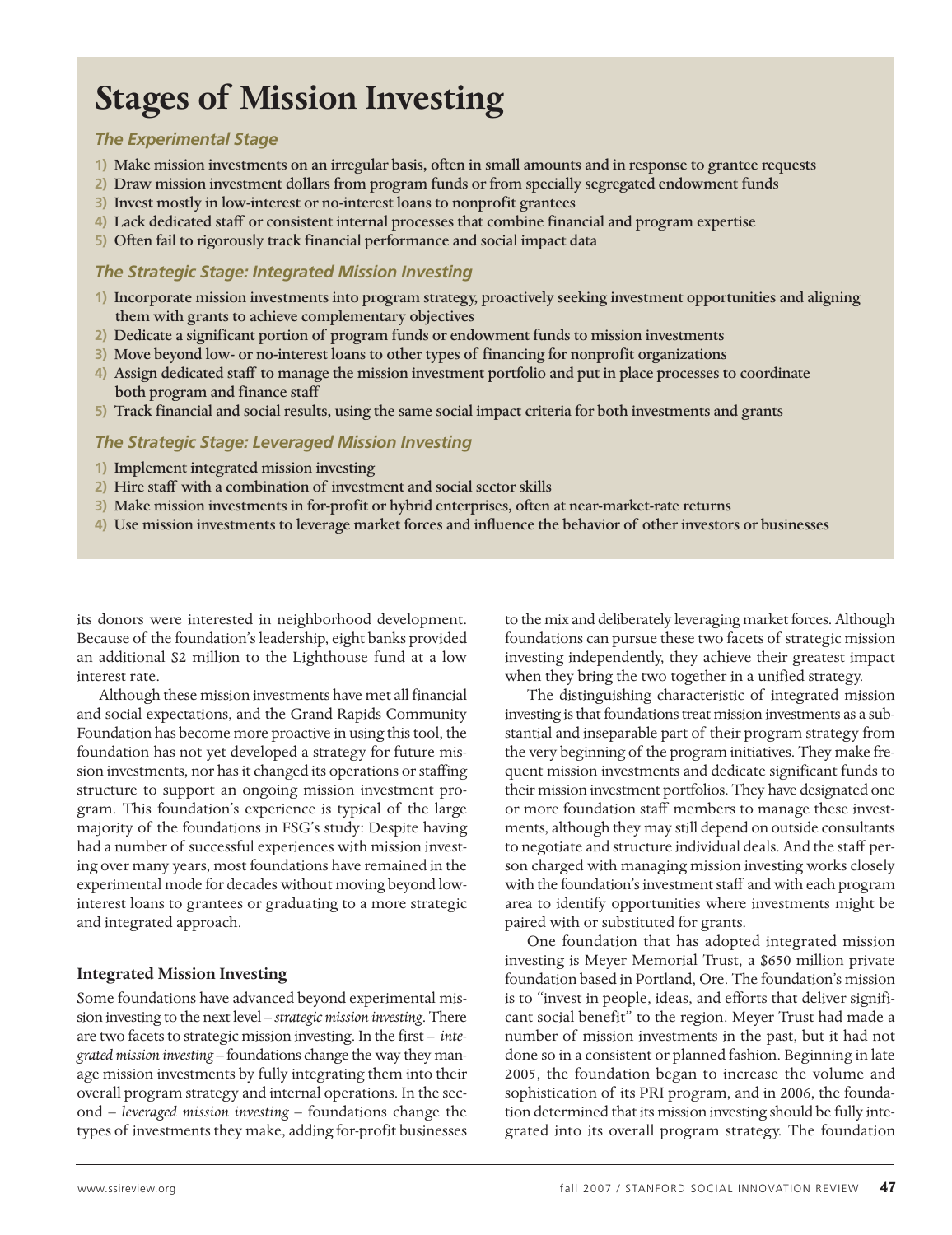# Stages of Mission Investing

### *The Experimental Stage*

1) Make mission investments on an irregular basis, often in small amounts and in response to grantee requests
2) Draw mission investment dollars from program funds or from specially segregated endowment funds
3) Invest mostly in low-interest or no-interest loans to nonprofit grantees
4) Lack dedicated staff or consistent internal processes that combine financial and program expertise
5) Often fail to rigorously track financial performance and social impact data

### *The Strategic Stage: Integrated Mission Investing*

1) Incorporate mission investments into program strategy, proactively seeking investment opportunities and aligning them with grants to achieve complementary objectives
2) Dedicate a significant portion of program funds or endowment funds to mission investments
3) Move beyond low- or no-interest loans to other types of financing for nonprofit organizations
4) Assign dedicated staff to manage the mission investment portfolio and put in place processes to coordinate both program and finance staff
5) Track financial and social results, using the same social impact criteria for both investments and grants

### *The Strategic Stage: Leveraged Mission Investing*

1) Implement integrated mission investing
2) Hire staff with a combination of investment and social sector skills
3) Make mission investments in for-profit or hybrid enterprises, often at near-market-rate returns
4) Use mission investments to leverage market forces and influence the behavior of other investors or businesses

its donors were interested in neighborhood development. Because of the foundation's leadership, eight banks provided an additional $2 million to the Lighthouse fund at a low interest rate.

Although these mission investments have met all financial and social expectations, and the Grand Rapids Community Foundation has become more proactive in using this tool, the foundation has not yet developed a strategy for future mission investments, nor has it changed its operations or staffing structure to support an ongoing mission investment program. This foundation's experience is typical of the large majority of the foundations in FSG's study: Despite having had a number of successful experiences with mission investing over many years, most foundations have remained in the experimental mode for decades without moving beyond low-interest loans to grantees or graduating to a more strategic and integrated approach.

## Integrated Mission Investing

Some foundations have advanced beyond experimental mission investing to the next level – *strategic mission investing*. There are two facets to strategic mission investing. In the first – *integrated mission investing* – foundations change the way they manage mission investments by fully integrating them into their overall program strategy and internal operations. In the second – *leveraged mission investing* – foundations change the types of investments they make, adding for-profit businesses to the mix and deliberately leveraging market forces. Although foundations can pursue these two facets of strategic mission investing independently, they achieve their greatest impact when they bring the two together in a unified strategy.

The distinguishing characteristic of integrated mission investing is that foundations treat mission investments as a substantial and inseparable part of their program strategy from the very beginning of the program initiatives. They make frequent mission investments and dedicate significant funds to their mission investment portfolios. They have designated one or more foundation staff members to manage these investments, although they may still depend on outside consultants to negotiate and structure individual deals. And the staff person charged with managing mission investing works closely with the foundation's investment staff and with each program area to identify opportunities where investments might be paired with or substituted for grants.

One foundation that has adopted integrated mission investing is Meyer Memorial Trust, a $650 million private foundation based in Portland, Ore. The foundation's mission is to "invest in people, ideas, and efforts that deliver significant social benefit" to the region. Meyer Trust had made a number of mission investments in the past, but it had not done so in a consistent or planned fashion. Beginning in late 2005, the foundation began to increase the volume and sophistication of its PRI program, and in 2006, the foundation determined that its mission investing should be fully integrated into its overall program strategy. The foundation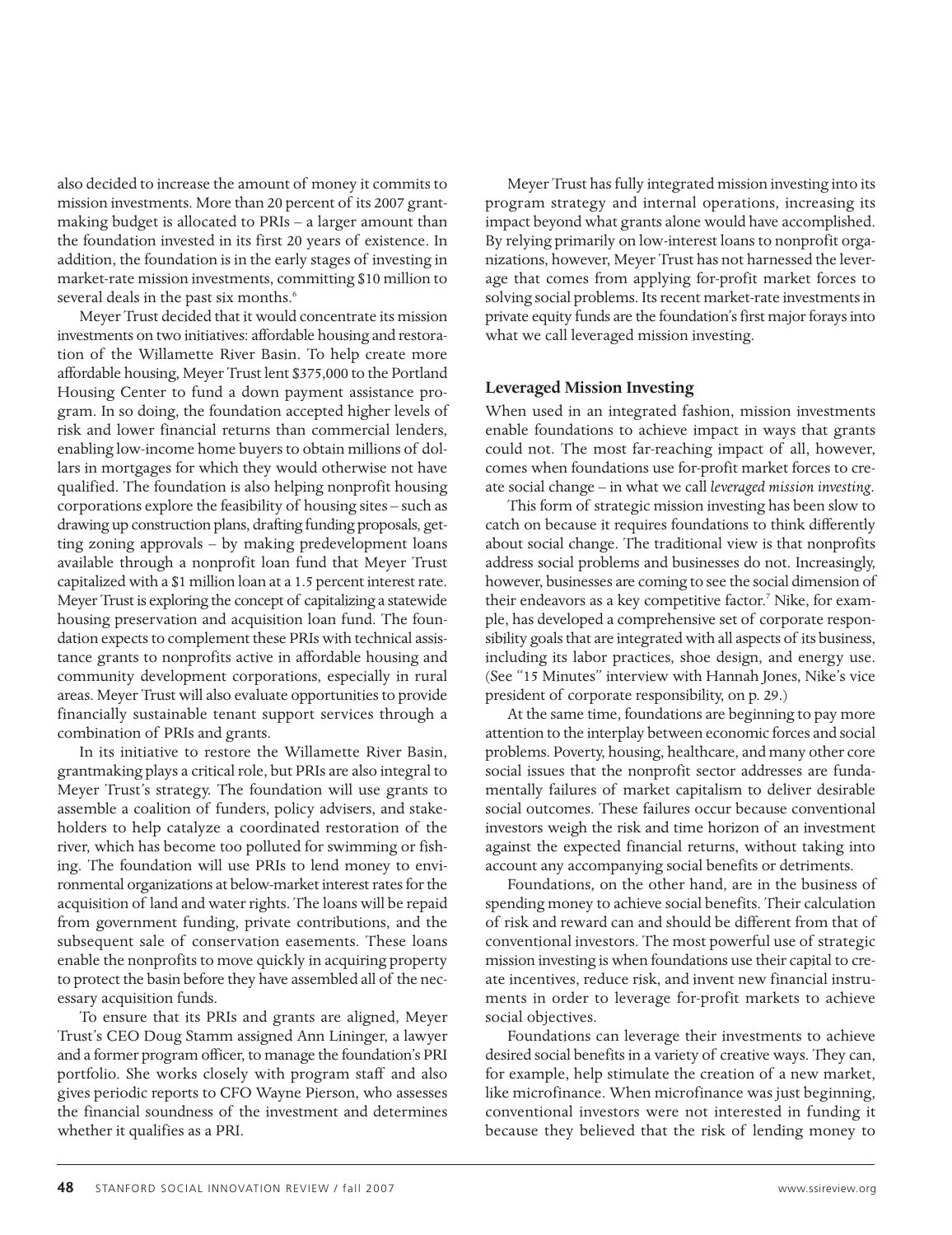also decided to increase the amount of money it commits to mission investments. More than 20 percent of its 2007 grantmaking budget is allocated to PRIs – a larger amount than the foundation invested in its first 20 years of existence. In addition, the foundation is in the early stages of investing in market-rate mission investments, committing $10 million to several deals in the past six months.[6]

Meyer Trust decided that it would concentrate its mission investments on two initiatives: affordable housing and restoration of the Willamette River Basin. To help create more affordable housing, Meyer Trust lent $375,000 to the Portland Housing Center to fund a down payment assistance program. In so doing, the foundation accepted higher levels of risk and lower financial returns than commercial lenders, enabling low-income home buyers to obtain millions of dollars in mortgages for which they would otherwise not have qualified. The foundation is also helping nonprofit housing corporations explore the feasibility of housing sites – such as drawing up construction plans, drafting funding proposals, getting zoning approvals – by making predevelopment loans available through a nonprofit loan fund that Meyer Trust capitalized with a $1 million loan at a 1.5 percent interest rate. Meyer Trust is exploring the concept of capitalizing a statewide housing preservation and acquisition loan fund. The foundation expects to complement these PRIs with technical assistance grants to nonprofits active in affordable housing and community development corporations, especially in rural areas. Meyer Trust will also evaluate opportunities to provide financially sustainable tenant support services through a combination of PRIs and grants.

In its initiative to restore the Willamette River Basin, grantmaking plays a critical role, but PRIs are also integral to Meyer Trust's strategy. The foundation will use grants to assemble a coalition of funders, policy advisers, and stakeholders to help catalyze a coordinated restoration of the river, which has become too polluted for swimming or fishing. The foundation will use PRIs to lend money to environmental organizations at below-market interest rates for the acquisition of land and water rights. The loans will be repaid from government funding, private contributions, and the subsequent sale of conservation easements. These loans enable the nonprofits to move quickly in acquiring property to protect the basin before they have assembled all of the necessary acquisition funds.

To ensure that its PRIs and grants are aligned, Meyer Trust's CEO Doug Stamm assigned Ann Lininger, a lawyer and a former program officer, to manage the foundation's PRI portfolio. She works closely with program staff and also gives periodic reports to CFO Wayne Pierson, who assesses the financial soundness of the investment and determines whether it qualifies as a PRI.

Meyer Trust has fully integrated mission investing into its program strategy and internal operations, increasing its impact beyond what grants alone would have accomplished. By relying primarily on low-interest loans to nonprofit organizations, however, Meyer Trust has not harnessed the leverage that comes from applying for-profit market forces to solving social problems. Its recent market-rate investments in private equity funds are the foundation's first major forays into what we call leveraged mission investing.

### Leveraged Mission Investing

When used in an integrated fashion, mission investments enable foundations to achieve impact in ways that grants could not. The most far-reaching impact of all, however, comes when foundations use for-profit market forces to create social change – in what we call *leveraged mission investing*.

This form of strategic mission investing has been slow to catch on because it requires foundations to think differently about social change. The traditional view is that nonprofits address social problems and businesses do not. Increasingly, however, businesses are coming to see the social dimension of their endeavors as a key competitive factor.[7] Nike, for example, has developed a comprehensive set of corporate responsibility goals that are integrated with all aspects of its business, including its labor practices, shoe design, and energy use. (See "15 Minutes" interview with Hannah Jones, Nike's vice president of corporate responsibility, on p. 29.)

At the same time, foundations are beginning to pay more attention to the interplay between economic forces and social problems. Poverty, housing, healthcare, and many other core social issues that the nonprofit sector addresses are fundamentally failures of market capitalism to deliver desirable social outcomes. These failures occur because conventional investors weigh the risk and time horizon of an investment against the expected financial returns, without taking into account any accompanying social benefits or detriments.

Foundations, on the other hand, are in the business of spending money to achieve social benefits. Their calculation of risk and reward can and should be different from that of conventional investors. The most powerful use of strategic mission investing is when foundations use their capital to create incentives, reduce risk, and invent new financial instruments in order to leverage for-profit markets to achieve social objectives.

Foundations can leverage their investments to achieve desired social benefits in a variety of creative ways. They can, for example, help stimulate the creation of a new market, like microfinance. When microfinance was just beginning, conventional investors were not interested in funding it because they believed that the risk of lending money to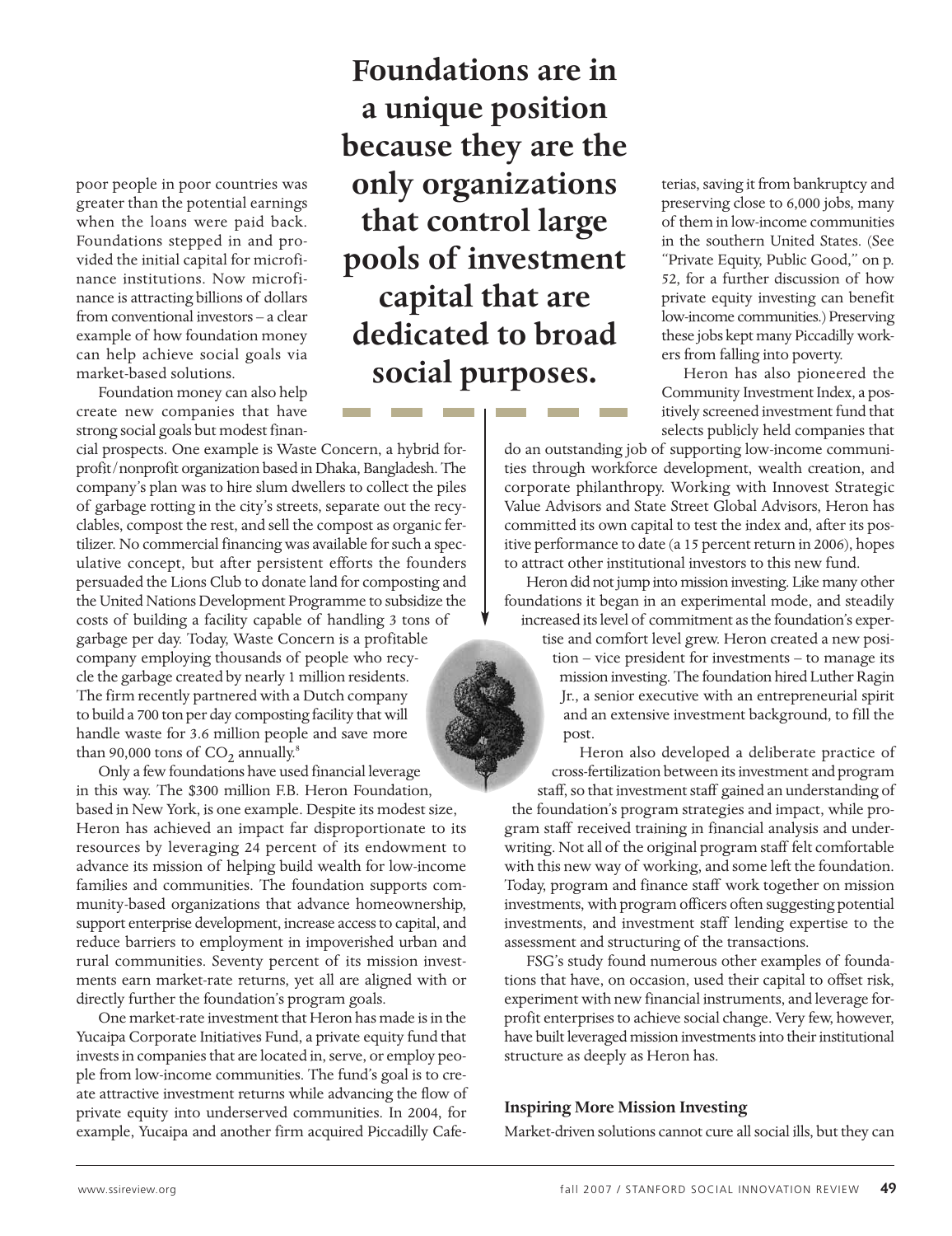poor people in poor countries was greater than the potential earnings when the loans were paid back. Foundations stepped in and provided the initial capital for microfinance institutions. Now microfinance is attracting billions of dollars from conventional investors – a clear example of how foundation money can help achieve social goals via market-based solutions.

Foundation money can also help create new companies that have strong social goals but modest financial prospects. One example is Waste Concern, a hybrid for-profit/nonprofit organization based in Dhaka, Bangladesh. The company's plan was to hire slum dwellers to collect the piles of garbage rotting in the city's streets, separate out the recyclables, compost the rest, and sell the compost as organic fertilizer. No commercial financing was available for such a speculative concept, but after persistent efforts the founders persuaded the Lions Club to donate land for composting and the United Nations Development Programme to subsidize the costs of building a facility capable of handling 3 tons of garbage per day. Today, Waste Concern is a profitable company employing thousands of people who recycle the garbage created by nearly 1 million residents. The firm recently partnered with a Dutch company to build a 700 ton per day composting facility that will handle waste for 3.6 million people and save more than 90,000 tons of $CO_2$ annually.[8]

Only a few foundations have used financial leverage in this way. The $300 million F.B. Heron Foundation, based in New York, is one example. Despite its modest size, Heron has achieved an impact far disproportionate to its resources by leveraging 24 percent of its endowment to advance its mission of helping build wealth for low-income families and communities. The foundation supports community-based organizations that advance homeownership, support enterprise development, increase access to capital, and reduce barriers to employment in impoverished urban and rural communities. Seventy percent of its mission investments earn market-rate returns, yet all are aligned with or directly further the foundation's program goals.

One market-rate investment that Heron has made is in the Yucaipa Corporate Initiatives Fund, a private equity fund that invests in companies that are located in, serve, or employ people from low-income communities. The fund's goal is to create attractive investment returns while advancing the flow of private equity into underserved communities. In 2004, for example, Yucaipa and another firm acquired Piccadilly Cafeterias, saving it from bankruptcy and preserving close to 6,000 jobs, many of them in low-income communities in the southern United States. (See "Private Equity, Public Good," on p. 52, for a further discussion of how private equity investing can benefit low-income communities.) Preserving these jobs kept many Piccadilly workers from falling into poverty.

**Foundations are in a unique position because they are the only organizations that control large pools of investment capital that are dedicated to broad social purposes.**

Heron has also pioneered the Community Investment Index, a positively screened investment fund that selects publicly held companies that do an outstanding job of supporting low-income communities through workforce development, wealth creation, and corporate philanthropy. Working with Innovest Strategic Value Advisors and State Street Global Advisors, Heron has committed its own capital to test the index and, after its positive performance to date (a 15 percent return in 2006), hopes to attract other institutional investors to this new fund.

Heron did not jump into mission investing. Like many other foundations it began in an experimental mode, and steadily increased its level of commitment as the foundation's expertise and comfort level grew. Heron created a new position – vice president for investments – to manage its mission investing. The foundation hired Luther Ragin Jr., a senior executive with an entrepreneurial spirit and an extensive investment background, to fill the post.

Heron also developed a deliberate practice of cross-fertilization between its investment and program staff, so that investment staff gained an understanding of the foundation's program strategies and impact, while program staff received training in financial analysis and underwriting. Not all of the original program staff felt comfortable with this new way of working, and some left the foundation. Today, program and finance staff work together on mission investments, with program officers often suggesting potential investments, and investment staff lending expertise to the assessment and structuring of the transactions.

FSG's study found numerous other examples of foundations that have, on occasion, used their capital to offset risk, experiment with new financial instruments, and leverage for-profit enterprises to achieve social change. Very few, however, have built leveraged mission investments into their institutional structure as deeply as Heron has.

### Inspiring More Mission Investing

Market-driven solutions cannot cure all social ills, but they can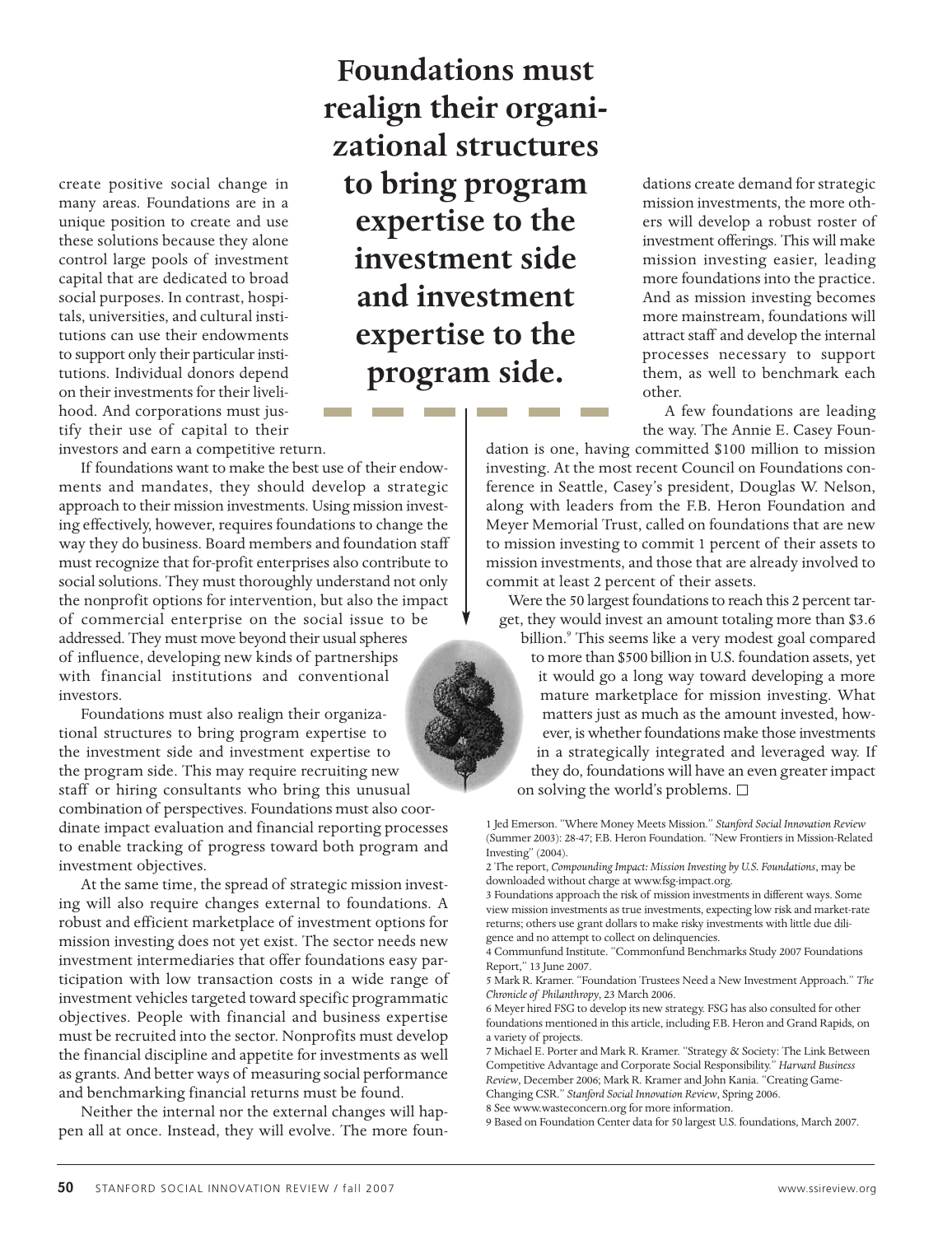create positive social change in many areas. Foundations are in a unique position to create and use these solutions because they alone control large pools of investment capital that are dedicated to broad social purposes. In contrast, hospitals, universities, and cultural institutions can use their endowments to support only their particular institutions. Individual donors depend on their investments for their livelihood. And corporations must justify their use of capital to their investors and earn a competitive return.

If foundations want to make the best use of their endowments and mandates, they should develop a strategic approach to their mission investments. Using mission investing effectively, however, requires foundations to change the way they do business. Board members and foundation staff must recognize that for-profit enterprises also contribute to social solutions. They must thoroughly understand not only the nonprofit options for intervention, but also the impact of commercial enterprise on the social issue to be addressed. They must move beyond their usual spheres of influence, developing new kinds of partnerships with financial institutions and conventional investors.

Foundations must also realign their organizational structures to bring program expertise to the investment side and investment expertise to the program side. This may require recruiting new staff or hiring consultants who bring this unusual combination of perspectives. Foundations must also coordinate impact evaluation and financial reporting processes to enable tracking of progress toward both program and investment objectives.

**Foundations must realign their organizational structures to bring program expertise to the investment side and investment expertise to the program side.**

At the same time, the spread of strategic mission investing will also require changes external to foundations. A robust and efficient marketplace of investment options for mission investing does not yet exist. The sector needs new investment intermediaries that offer foundations easy participation with low transaction costs in a wide range of investment vehicles targeted toward specific programmatic objectives. People with financial and business expertise must be recruited into the sector. Nonprofits must develop the financial discipline and appetite for investments as well as grants. And better ways of measuring social performance and benchmarking financial returns must be found.

Neither the internal nor the external changes will happen all at once. Instead, they will evolve. The more foundations create demand for strategic mission investments, the more others will develop a robust roster of investment offerings. This will make mission investing easier, leading more foundations into the practice. And as mission investing becomes more mainstream, foundations will attract staff and develop the internal processes necessary to support them, as well to benchmark each other.

A few foundations are leading the way. The Annie E. Casey Foundation is one, having committed $100 million to mission investing. At the most recent Council on Foundations conference in Seattle, Casey's president, Douglas W. Nelson, along with leaders from the F.B. Heron Foundation and Meyer Memorial Trust, called on foundations that are new to mission investing to commit 1 percent of their assets to mission investments, and those that are already involved to commit at least 2 percent of their assets.

Were the 50 largest foundations to reach this 2 percent target, they would invest an amount totaling more than $3.6 billion.[9] This seems like a very modest goal compared to more than $500 billion in U.S. foundation assets, yet it would go a long way toward developing a more mature marketplace for mission investing. What matters just as much as the amount invested, however, is whether foundations make those investments in a strategically integrated and leveraged way. If they do, foundations will have an even greater impact on solving the world's problems. □

1 Jed Emerson. "Where Money Meets Mission." *Stanford Social Innovation Review* (Summer 2003): 28-47; F.B. Heron Foundation. "New Frontiers in Mission-Related Investing" (2004).

2 The report, *Compounding Impact: Mission Investing by U.S. Foundations*, may be downloaded without charge at www.fsg-impact.org.

3 Foundations approach the risk of mission investments in different ways. Some view mission investments as true investments, expecting low risk and market-rate returns; others use grant dollars to make risky investments with little due diligence and no attempt to collect on delinquencies.

4 Communfund Institute. "Commonfund Benchmarks Study 2007 Foundations Report," 13 June 2007.

5 Mark R. Kramer. "Foundation Trustees Need a New Investment Approach." *The Chronicle of Philanthropy*, 23 March 2006.

6 Meyer hired FSG to develop its new strategy. FSG has also consulted for other foundations mentioned in this article, including F.B. Heron and Grand Rapids, on a variety of projects.

7 Michael E. Porter and Mark R. Kramer. "Strategy & Society: The Link Between Competitive Advantage and Corporate Social Responsibility." *Harvard Business Review*, December 2006; Mark R. Kramer and John Kania. "Creating Game-Changing CSR." *Stanford Social Innovation Review*, Spring 2006.

8 See www.wasteconcern.org for more information.

9 Based on Foundation Center data for 50 largest U.S. foundations, March 2007.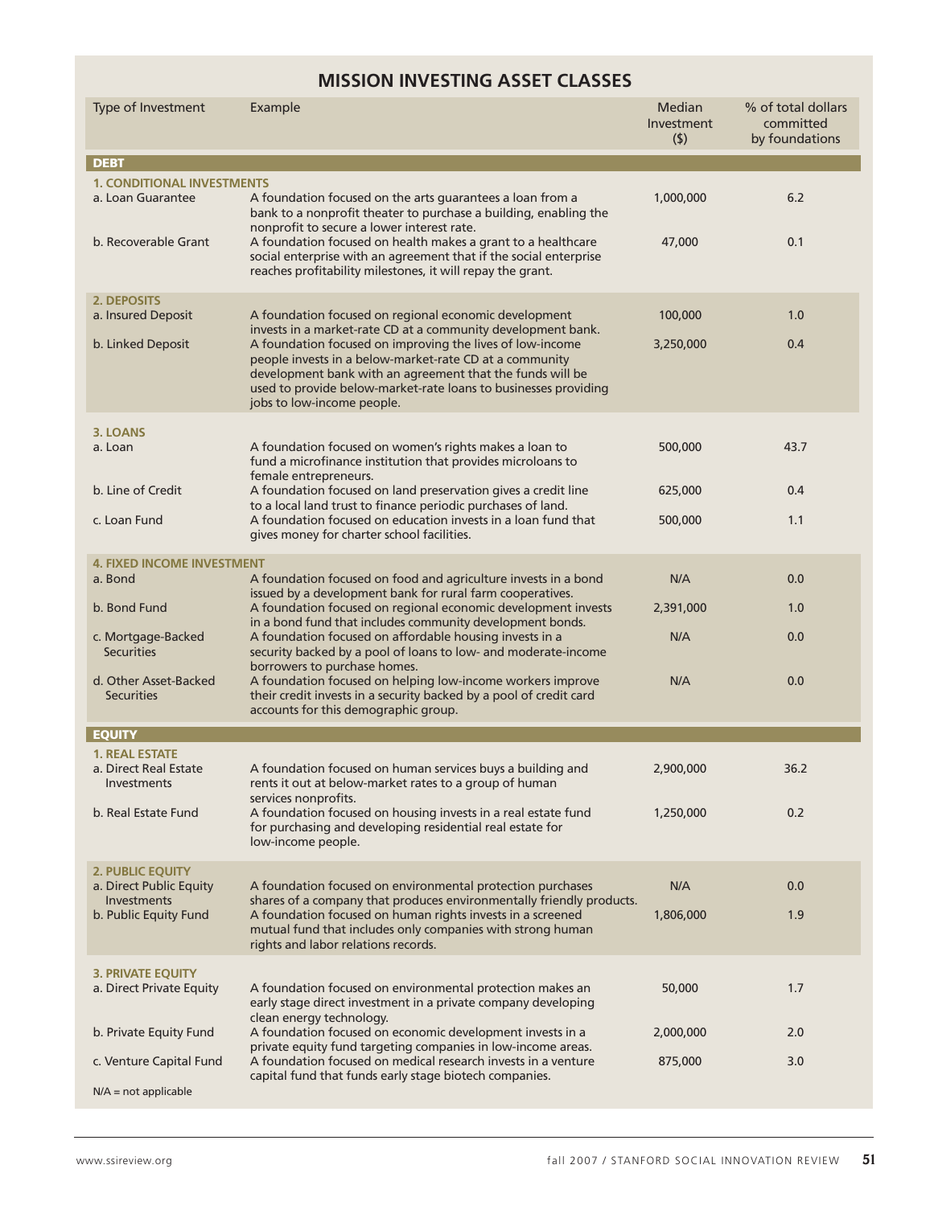## MISSION INVESTING ASSET CLASSES

| Type of Investment | Example | Median Investment ($) | % of total dollars committed by foundations |
|---|---|---|---|
| **DEBT** | | | |
| **1. CONDITIONAL INVESTMENTS** | | | |
| a. Loan Guarantee | A foundation focused on the arts guarantees a loan from a bank to a nonprofit theater to purchase a building, enabling the nonprofit to secure a lower interest rate. | 1,000,000 | 6.2 |
| b. Recoverable Grant | A foundation focused on health makes a grant to a healthcare social enterprise with an agreement that if the social enterprise reaches profitability milestones, it will repay the grant. | 47,000 | 0.1 |
| **2. DEPOSITS** | | | |
| a. Insured Deposit | A foundation focused on regional economic development invests in a market-rate CD at a community development bank. | 100,000 | 1.0 |
| b. Linked Deposit | A foundation focused on improving the lives of low-income people invests in a below-market-rate CD at a community development bank with an agreement that the funds will be used to provide below-market-rate loans to businesses providing jobs to low-income people. | 3,250,000 | 0.4 |
| **3. LOANS** | | | |
| a. Loan | A foundation focused on women's rights makes a loan to fund a microfinance institution that provides microloans to female entrepreneurs. | 500,000 | 43.7 |
| b. Line of Credit | A foundation focused on land preservation gives a credit line to a local land trust to finance periodic purchases of land. | 625,000 | 0.4 |
| c. Loan Fund | A foundation focused on education invests in a loan fund that gives money for charter school facilities. | 500,000 | 1.1 |
| **4. FIXED INCOME INVESTMENT** | | | |
| a. Bond | A foundation focused on food and agriculture invests in a bond issued by a development bank for rural farm cooperatives. | N/A | 0.0 |
| b. Bond Fund | A foundation focused on regional economic development invests in a bond fund that includes community development bonds. | 2,391,000 | 1.0 |
| c. Mortgage-Backed Securities | A foundation focused on affordable housing invests in a security backed by a pool of loans to low- and moderate-income borrowers to purchase homes. | N/A | 0.0 |
| d. Other Asset-Backed Securities | A foundation focused on helping low-income workers improve their credit invests in a security backed by a pool of credit card accounts for this demographic group. | N/A | 0.0 |
| **EQUITY** | | | |
| **1. REAL ESTATE** | | | |
| a. Direct Real Estate Investments | A foundation focused on human services buys a building and rents it out at below-market rates to a group of human services nonprofits. | 2,900,000 | 36.2 |
| b. Real Estate Fund | A foundation focused on housing invests in a real estate fund for purchasing and developing residential real estate for low-income people. | 1,250,000 | 0.2 |
| **2. PUBLIC EQUITY** | | | |
| a. Direct Public Equity Investments | A foundation focused on environmental protection purchases shares of a company that produces environmentally friendly products. | N/A | 0.0 |
| b. Public Equity Fund | A foundation focused on human rights invests in a screened mutual fund that includes only companies with strong human rights and labor relations records. | 1,806,000 | 1.9 |
| **3. PRIVATE EQUITY** | | | |
| a. Direct Private Equity | A foundation focused on environmental protection makes an early stage direct investment in a private company developing clean energy technology. | 50,000 | 1.7 |
| b. Private Equity Fund | A foundation focused on economic development invests in a private equity fund targeting companies in low-income areas. | 2,000,000 | 2.0 |
| c. Venture Capital Fund | A foundation focused on medical research invests in a venture capital fund that funds early stage biotech companies. | 875,000 | 3.0 |

N/A = not applicable